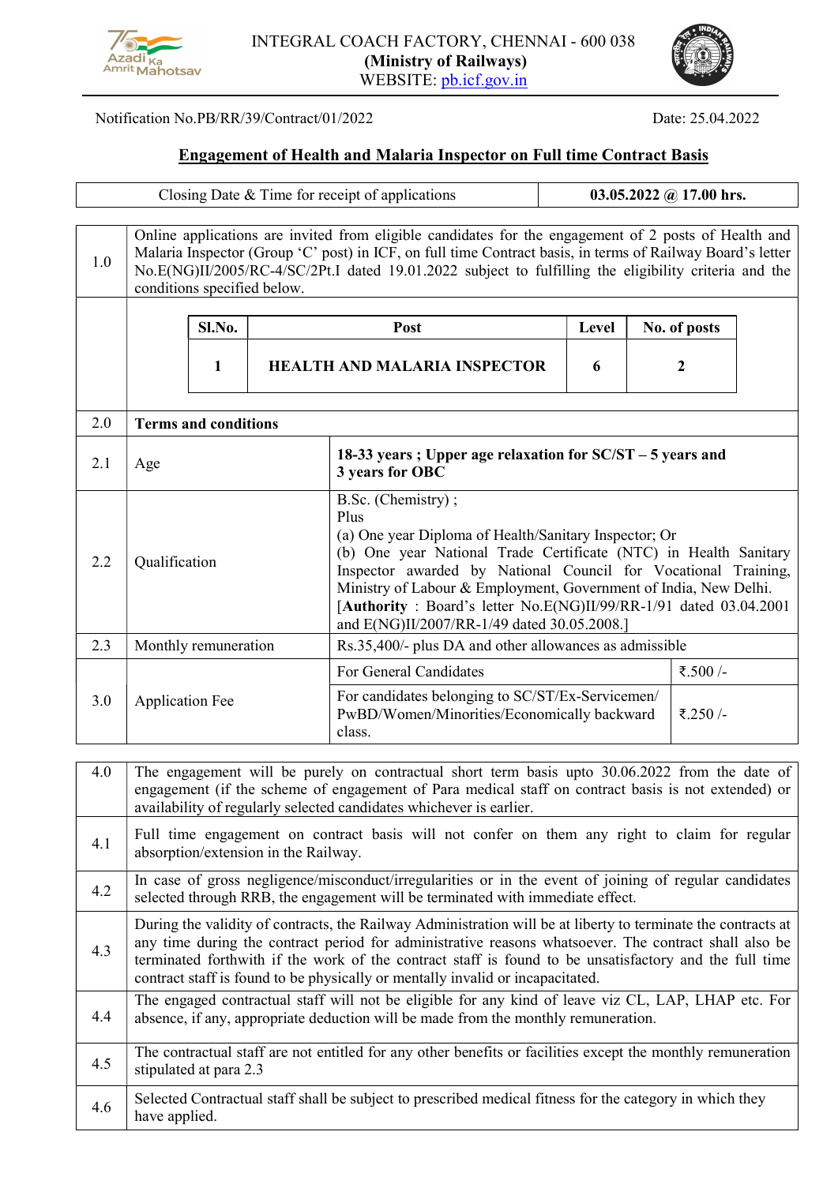INTEGRAL COACH FACTORY, CHENNAI - 600 038
**(Ministry of Railways)**
WEBSITE: pb.icf.gov.in

Notification No.PB/RR/39/Contract/01/2022 Date: 25.04.2022

## Engagement of Health and Malaria Inspector on Full time Contract Basis

| Closing Date & Time for receipt of applications | **03.05.2022 @ 17.00 hrs.** |
|---|---|

**1.0** Online applications are invited from eligible candidates for the engagement of 2 posts of Health and Malaria Inspector (Group 'C' post) in ICF, on full time Contract basis, in terms of Railway Board's letter No.E(NG)II/2005/RC-4/SC/2Pt.I dated 19.01.2022 subject to fulfilling the eligibility criteria and the conditions specified below.

| Sl.No. | Post | Level | No. of posts |
|---|---|---|---|
| **1** | **HEALTH AND MALARIA INSPECTOR** | **6** | **2** |

| | | | |
|---|---|---|---|
| 2.0 | **Terms and conditions** | | |
| 2.1 | Age | **18-33 years ; Upper age relaxation for SC/ST – 5 years and 3 years for OBC** | |
| 2.2 | Qualification | B.Sc. (Chemistry) ;<br>Plus<br>(a) One year Diploma of Health/Sanitary Inspector; Or<br>(b) One year National Trade Certificate (NTC) in Health Sanitary Inspector awarded by National Council for Vocational Training, Ministry of Labour & Employment, Government of India, New Delhi.<br>[**Authority** : Board's letter No.E(NG)II/99/RR-1/91 dated 03.04.2001 and E(NG)II/2007/RR-1/49 dated 30.05.2008.] | |
| 2.3 | Monthly remuneration | Rs.35,400/- plus DA and other allowances as admissible | |
| 3.0 | Application Fee | For General Candidates | ₹.500 /- |
| | | For candidates belonging to SC/ST/Ex-Servicemen/ PwBD/Women/Minorities/Economically backward class. | ₹.250 /- |

| | |
|---|---|
| 4.0 | The engagement will be purely on contractual short term basis upto 30.06.2022 from the date of engagement (if the scheme of engagement of Para medical staff on contract basis is not extended) or availability of regularly selected candidates whichever is earlier. |
| 4.1 | Full time engagement on contract basis will not confer on them any right to claim for regular absorption/extension in the Railway. |
| 4.2 | In case of gross negligence/misconduct/irregularities or in the event of joining of regular candidates selected through RRB, the engagement will be terminated with immediate effect. |
| 4.3 | During the validity of contracts, the Railway Administration will be at liberty to terminate the contracts at any time during the contract period for administrative reasons whatsoever. The contract shall also be terminated forthwith if the work of the contract staff is found to be unsatisfactory and the full time contract staff is found to be physically or mentally invalid or incapacitated. |
| 4.4 | The engaged contractual staff will not be eligible for any kind of leave viz CL, LAP, LHAP etc. For absence, if any, appropriate deduction will be made from the monthly remuneration. |
| 4.5 | The contractual staff are not entitled for any other benefits or facilities except the monthly remuneration stipulated at para 2.3 |
| 4.6 | Selected Contractual staff shall be subject to prescribed medical fitness for the category in which they have applied. |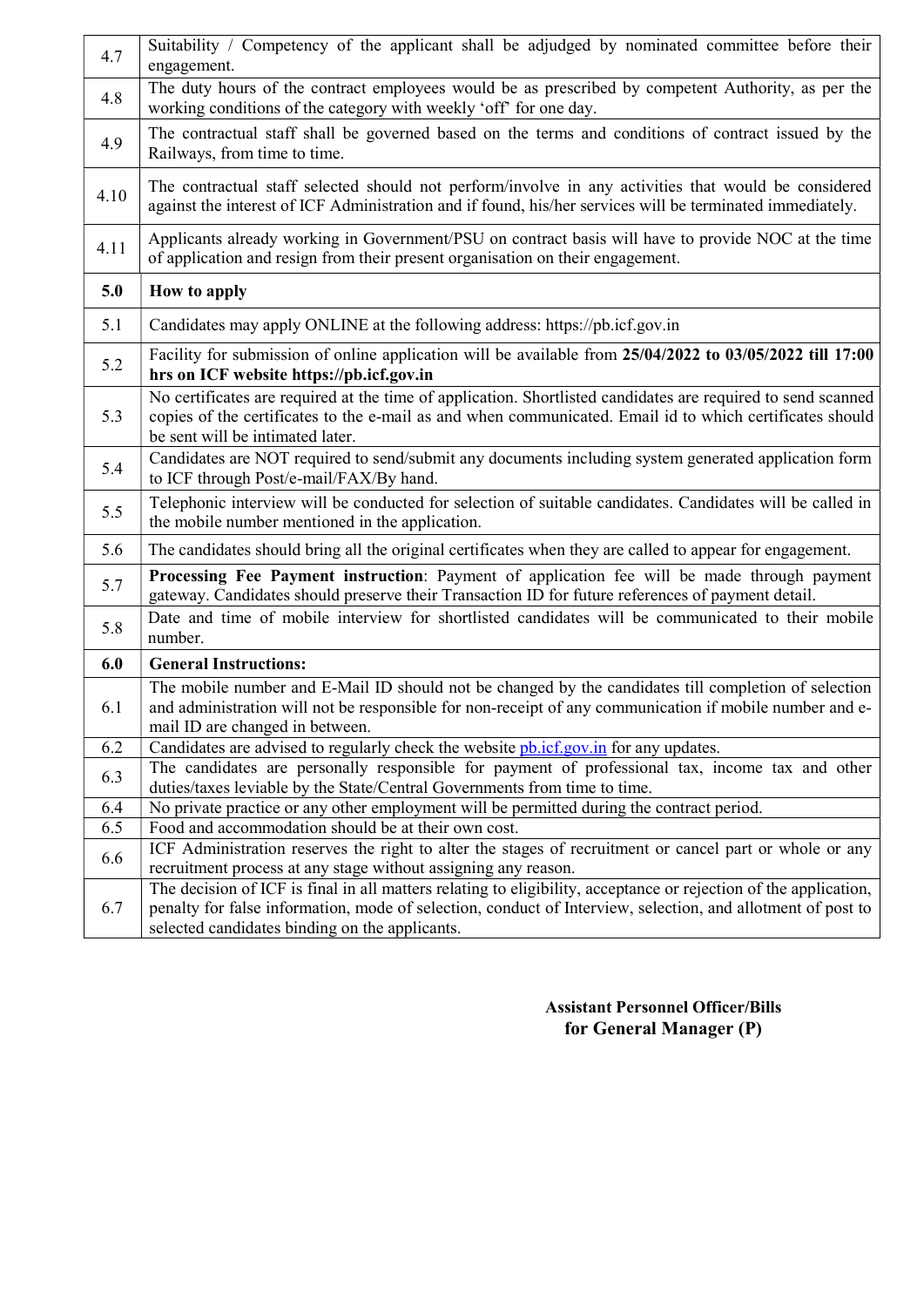| | |
|---|---|
| 4.7 | Suitability / Competency of the applicant shall be adjudged by nominated committee before their engagement. |
| 4.8 | The duty hours of the contract employees would be as prescribed by competent Authority, as per the working conditions of the category with weekly 'off' for one day. |
| 4.9 | The contractual staff shall be governed based on the terms and conditions of contract issued by the Railways, from time to time. |
| 4.10 | The contractual staff selected should not perform/involve in any activities that would be considered against the interest of ICF Administration and if found, his/her services will be terminated immediately. |
| 4.11 | Applicants already working in Government/PSU on contract basis will have to provide NOC at the time of application and resign from their present organisation on their engagement. |
| **5.0** | **How to apply** |
| 5.1 | Candidates may apply ONLINE at the following address: https://pb.icf.gov.in |
| 5.2 | Facility for submission of online application will be available from **25/04/2022 to 03/05/2022 till 17:00 hrs on ICF website https://pb.icf.gov.in** |
| 5.3 | No certificates are required at the time of application. Shortlisted candidates are required to send scanned copies of the certificates to the e-mail as and when communicated. Email id to which certificates should be sent will be intimated later. |
| 5.4 | Candidates are NOT required to send/submit any documents including system generated application form to ICF through Post/e-mail/FAX/By hand. |
| 5.5 | Telephonic interview will be conducted for selection of suitable candidates. Candidates will be called in the mobile number mentioned in the application. |
| 5.6 | The candidates should bring all the original certificates when they are called to appear for engagement. |
| 5.7 | **Processing Fee Payment instruction**: Payment of application fee will be made through payment gateway. Candidates should preserve their Transaction ID for future references of payment detail. |
| 5.8 | Date and time of mobile interview for shortlisted candidates will be communicated to their mobile number. |
| **6.0** | **General Instructions:** |
| 6.1 | The mobile number and E-Mail ID should not be changed by the candidates till completion of selection and administration will not be responsible for non-receipt of any communication if mobile number and e-mail ID are changed in between. |
| 6.2 | Candidates are advised to regularly check the website pb.icf.gov.in for any updates. |
| 6.3 | The candidates are personally responsible for payment of professional tax, income tax and other duties/taxes leviable by the State/Central Governments from time to time. |
| 6.4 | No private practice or any other employment will be permitted during the contract period. |
| 6.5 | Food and accommodation should be at their own cost. |
| 6.6 | ICF Administration reserves the right to alter the stages of recruitment or cancel part or whole or any recruitment process at any stage without assigning any reason. |
| 6.7 | The decision of ICF is final in all matters relating to eligibility, acceptance or rejection of the application, penalty for false information, mode of selection, conduct of Interview, selection, and allotment of post to selected candidates binding on the applicants. |

**Assistant Personnel Officer/Bills**
**for General Manager (P)**